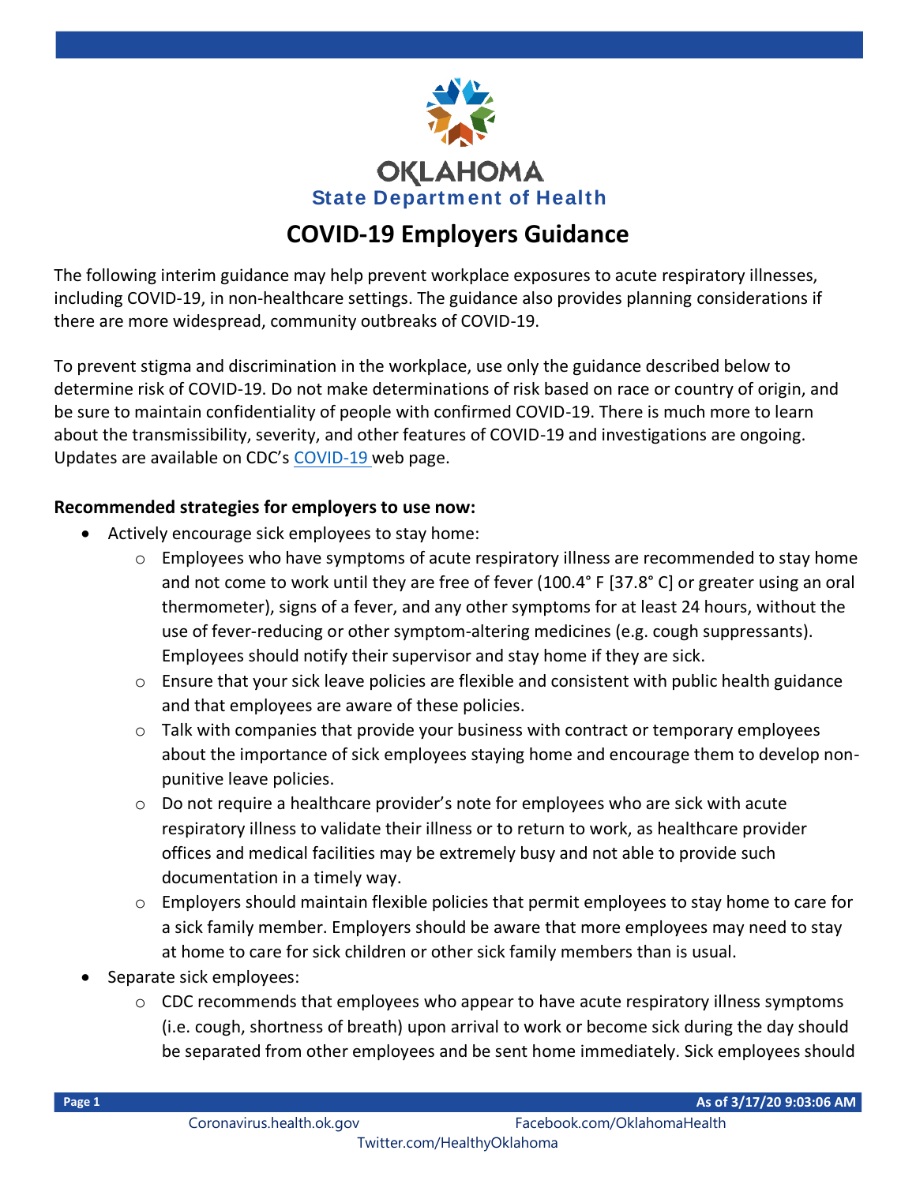OKLAHOMA
State Department of Health

# COVID-19 Employers Guidance

The following interim guidance may help prevent workplace exposures to acute respiratory illnesses, including COVID-19, in non-healthcare settings. The guidance also provides planning considerations if there are more widespread, community outbreaks of COVID-19.

To prevent stigma and discrimination in the workplace, use only the guidance described below to determine risk of COVID-19. Do not make determinations of risk based on race or country of origin, and be sure to maintain confidentiality of people with confirmed COVID-19. There is much more to learn about the transmissibility, severity, and other features of COVID-19 and investigations are ongoing. Updates are available on CDC's COVID-19 web page.

**Recommended strategies for employers to use now:**

- Actively encourage sick employees to stay home:
  - Employees who have symptoms of acute respiratory illness are recommended to stay home and not come to work until they are free of fever (100.4° F [37.8° C] or greater using an oral thermometer), signs of a fever, and any other symptoms for at least 24 hours, without the use of fever-reducing or other symptom-altering medicines (e.g. cough suppressants). Employees should notify their supervisor and stay home if they are sick.
  - Ensure that your sick leave policies are flexible and consistent with public health guidance and that employees are aware of these policies.
  - Talk with companies that provide your business with contract or temporary employees about the importance of sick employees staying home and encourage them to develop non-punitive leave policies.
  - Do not require a healthcare provider's note for employees who are sick with acute respiratory illness to validate their illness or to return to work, as healthcare provider offices and medical facilities may be extremely busy and not able to provide such documentation in a timely way.
  - Employers should maintain flexible policies that permit employees to stay home to care for a sick family member. Employers should be aware that more employees may need to stay at home to care for sick children or other sick family members than is usual.
- Separate sick employees:
  - CDC recommends that employees who appear to have acute respiratory illness symptoms (i.e. cough, shortness of breath) upon arrival to work or become sick during the day should be separated from other employees and be sent home immediately. Sick employees should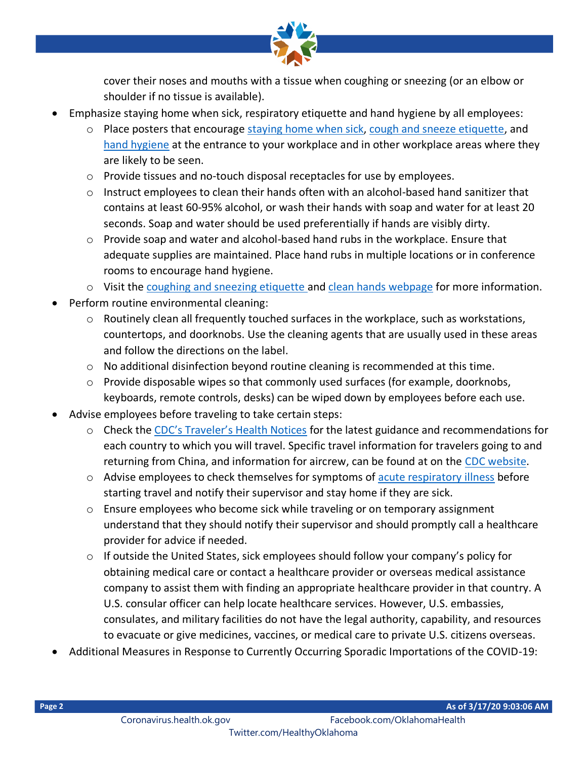cover their noses and mouths with a tissue when coughing or sneezing (or an elbow or shoulder if no tissue is available).

- Emphasize staying home when sick, respiratory etiquette and hand hygiene by all employees:
  - Place posters that encourage staying home when sick, cough and sneeze etiquette, and hand hygiene at the entrance to your workplace and in other workplace areas where they are likely to be seen.
  - Provide tissues and no-touch disposal receptacles for use by employees.
  - Instruct employees to clean their hands often with an alcohol-based hand sanitizer that contains at least 60-95% alcohol, or wash their hands with soap and water for at least 20 seconds. Soap and water should be used preferentially if hands are visibly dirty.
  - Provide soap and water and alcohol-based hand rubs in the workplace. Ensure that adequate supplies are maintained. Place hand rubs in multiple locations or in conference rooms to encourage hand hygiene.
  - Visit the coughing and sneezing etiquette and clean hands webpage for more information.
- Perform routine environmental cleaning:
  - Routinely clean all frequently touched surfaces in the workplace, such as workstations, countertops, and doorknobs. Use the cleaning agents that are usually used in these areas and follow the directions on the label.
  - No additional disinfection beyond routine cleaning is recommended at this time.
  - Provide disposable wipes so that commonly used surfaces (for example, doorknobs, keyboards, remote controls, desks) can be wiped down by employees before each use.
- Advise employees before traveling to take certain steps:
  - Check the CDC's Traveler's Health Notices for the latest guidance and recommendations for each country to which you will travel. Specific travel information for travelers going to and returning from China, and information for aircrew, can be found at on the CDC website.
  - Advise employees to check themselves for symptoms of acute respiratory illness before starting travel and notify their supervisor and stay home if they are sick.
  - Ensure employees who become sick while traveling or on temporary assignment understand that they should notify their supervisor and should promptly call a healthcare provider for advice if needed.
  - If outside the United States, sick employees should follow your company's policy for obtaining medical care or contact a healthcare provider or overseas medical assistance company to assist them with finding an appropriate healthcare provider in that country. A U.S. consular officer can help locate healthcare services. However, U.S. embassies, consulates, and military facilities do not have the legal authority, capability, and resources to evacuate or give medicines, vaccines, or medical care to private U.S. citizens overseas.
- Additional Measures in Response to Currently Occurring Sporadic Importations of the COVID-19: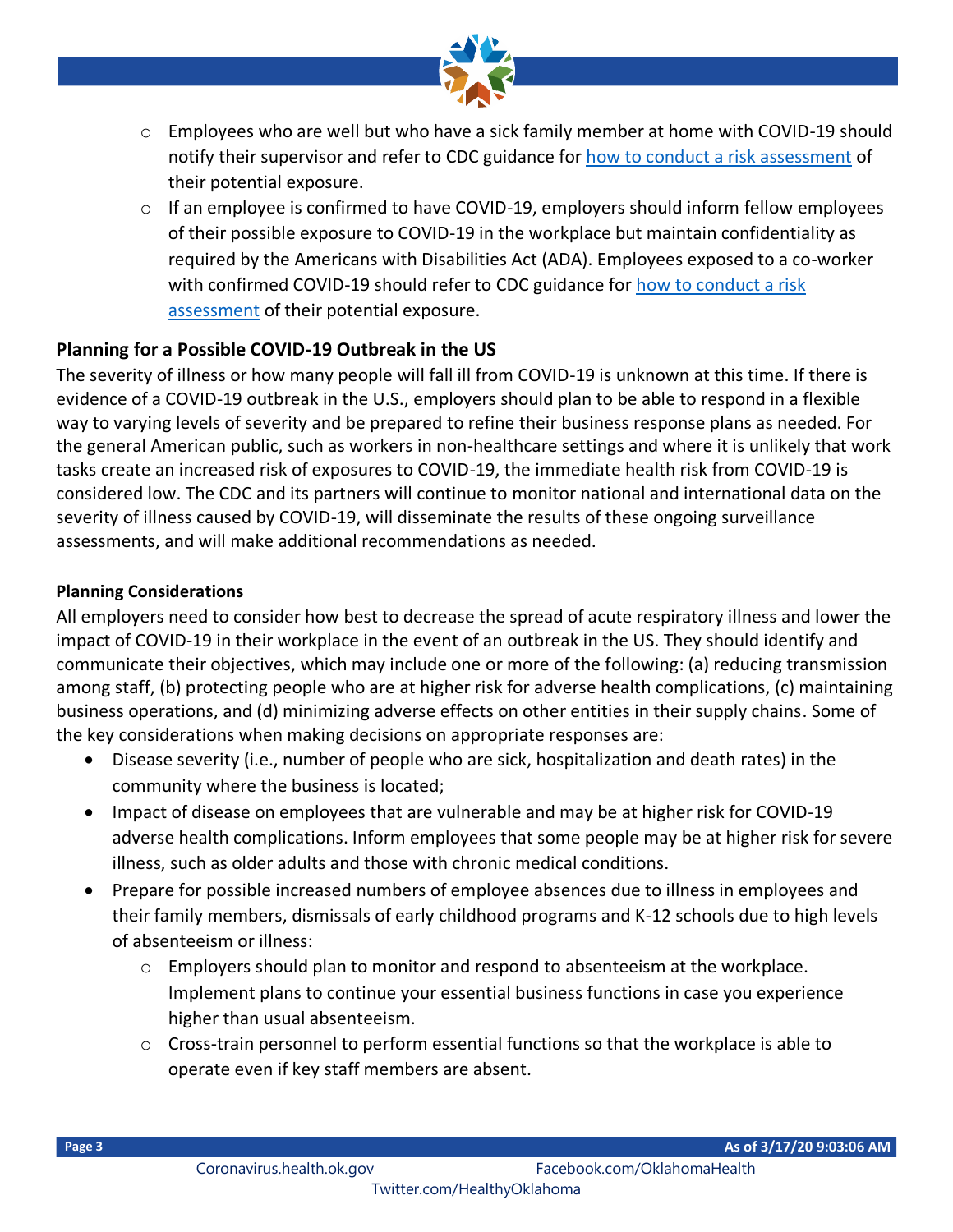- Employees who are well but who have a sick family member at home with COVID-19 should notify their supervisor and refer to CDC guidance for how to conduct a risk assessment of their potential exposure.
- If an employee is confirmed to have COVID-19, employers should inform fellow employees of their possible exposure to COVID-19 in the workplace but maintain confidentiality as required by the Americans with Disabilities Act (ADA). Employees exposed to a co-worker with confirmed COVID-19 should refer to CDC guidance for how to conduct a risk assessment of their potential exposure.

## Planning for a Possible COVID-19 Outbreak in the US

The severity of illness or how many people will fall ill from COVID-19 is unknown at this time. If there is evidence of a COVID-19 outbreak in the U.S., employers should plan to be able to respond in a flexible way to varying levels of severity and be prepared to refine their business response plans as needed. For the general American public, such as workers in non-healthcare settings and where it is unlikely that work tasks create an increased risk of exposures to COVID-19, the immediate health risk from COVID-19 is considered low. The CDC and its partners will continue to monitor national and international data on the severity of illness caused by COVID-19, will disseminate the results of these ongoing surveillance assessments, and will make additional recommendations as needed.

### Planning Considerations

All employers need to consider how best to decrease the spread of acute respiratory illness and lower the impact of COVID-19 in their workplace in the event of an outbreak in the US. They should identify and communicate their objectives, which may include one or more of the following: (a) reducing transmission among staff, (b) protecting people who are at higher risk for adverse health complications, (c) maintaining business operations, and (d) minimizing adverse effects on other entities in their supply chains. Some of the key considerations when making decisions on appropriate responses are:

- Disease severity (i.e., number of people who are sick, hospitalization and death rates) in the community where the business is located;
- Impact of disease on employees that are vulnerable and may be at higher risk for COVID-19 adverse health complications. Inform employees that some people may be at higher risk for severe illness, such as older adults and those with chronic medical conditions.
- Prepare for possible increased numbers of employee absences due to illness in employees and their family members, dismissals of early childhood programs and K-12 schools due to high levels of absenteeism or illness:
  - Employers should plan to monitor and respond to absenteeism at the workplace. Implement plans to continue your essential business functions in case you experience higher than usual absenteeism.
  - Cross-train personnel to perform essential functions so that the workplace is able to operate even if key staff members are absent.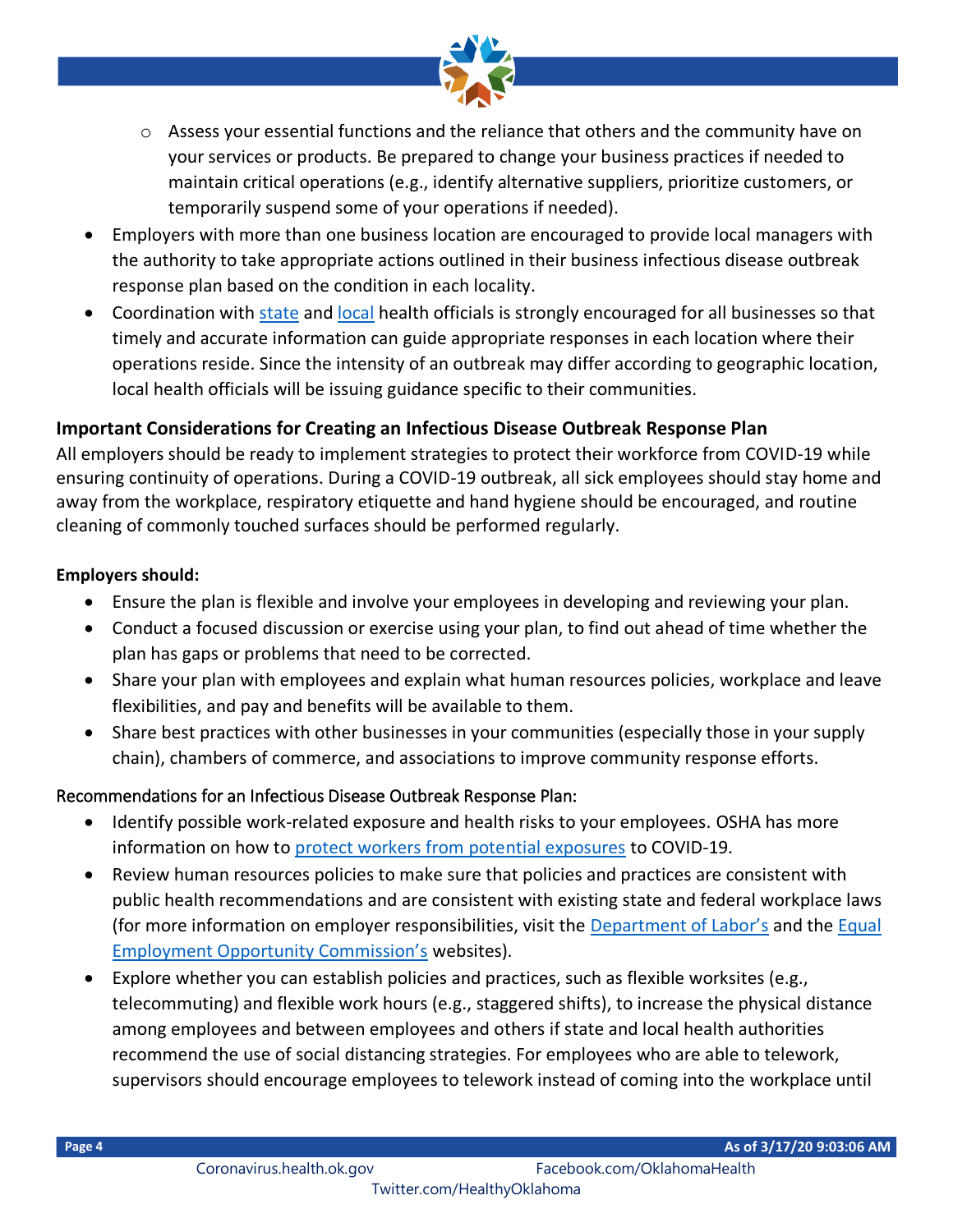- Assess your essential functions and the reliance that others and the community have on your services or products. Be prepared to change your business practices if needed to maintain critical operations (e.g., identify alternative suppliers, prioritize customers, or temporarily suspend some of your operations if needed).
- Employers with more than one business location are encouraged to provide local managers with the authority to take appropriate actions outlined in their business infectious disease outbreak response plan based on the condition in each locality.
- Coordination with state and local health officials is strongly encouraged for all businesses so that timely and accurate information can guide appropriate responses in each location where their operations reside. Since the intensity of an outbreak may differ according to geographic location, local health officials will be issuing guidance specific to their communities.

**Important Considerations for Creating an Infectious Disease Outbreak Response Plan**

All employers should be ready to implement strategies to protect their workforce from COVID-19 while ensuring continuity of operations. During a COVID-19 outbreak, all sick employees should stay home and away from the workplace, respiratory etiquette and hand hygiene should be encouraged, and routine cleaning of commonly touched surfaces should be performed regularly.

**Employers should:**

- Ensure the plan is flexible and involve your employees in developing and reviewing your plan.
- Conduct a focused discussion or exercise using your plan, to find out ahead of time whether the plan has gaps or problems that need to be corrected.
- Share your plan with employees and explain what human resources policies, workplace and leave flexibilities, and pay and benefits will be available to them.
- Share best practices with other businesses in your communities (especially those in your supply chain), chambers of commerce, and associations to improve community response efforts.

Recommendations for an Infectious Disease Outbreak Response Plan:

- Identify possible work-related exposure and health risks to your employees. OSHA has more information on how to protect workers from potential exposures to COVID-19.
- Review human resources policies to make sure that policies and practices are consistent with public health recommendations and are consistent with existing state and federal workplace laws (for more information on employer responsibilities, visit the Department of Labor's and the Equal Employment Opportunity Commission's websites).
- Explore whether you can establish policies and practices, such as flexible worksites (e.g., telecommuting) and flexible work hours (e.g., staggered shifts), to increase the physical distance among employees and between employees and others if state and local health authorities recommend the use of social distancing strategies. For employees who are able to telework, supervisors should encourage employees to telework instead of coming into the workplace until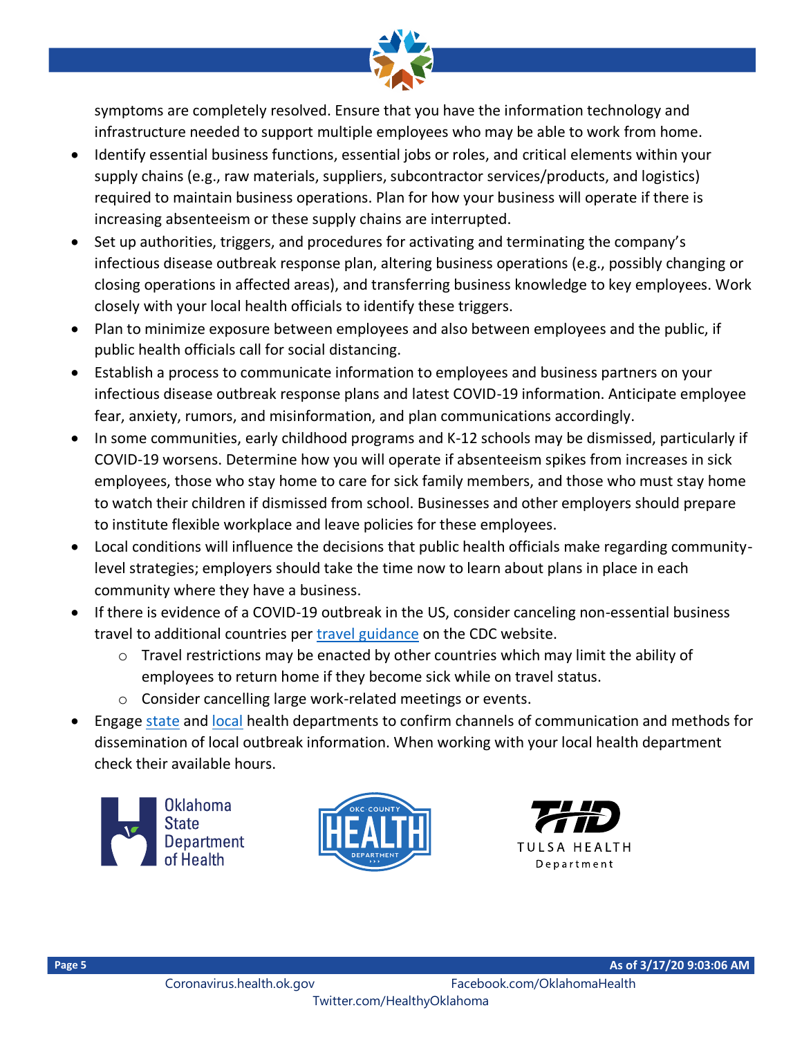symptoms are completely resolved. Ensure that you have the information technology and infrastructure needed to support multiple employees who may be able to work from home.

- Identify essential business functions, essential jobs or roles, and critical elements within your supply chains (e.g., raw materials, suppliers, subcontractor services/products, and logistics) required to maintain business operations. Plan for how your business will operate if there is increasing absenteeism or these supply chains are interrupted.
- Set up authorities, triggers, and procedures for activating and terminating the company's infectious disease outbreak response plan, altering business operations (e.g., possibly changing or closing operations in affected areas), and transferring business knowledge to key employees. Work closely with your local health officials to identify these triggers.
- Plan to minimize exposure between employees and also between employees and the public, if public health officials call for social distancing.
- Establish a process to communicate information to employees and business partners on your infectious disease outbreak response plans and latest COVID-19 information. Anticipate employee fear, anxiety, rumors, and misinformation, and plan communications accordingly.
- In some communities, early childhood programs and K-12 schools may be dismissed, particularly if COVID-19 worsens. Determine how you will operate if absenteeism spikes from increases in sick employees, those who stay home to care for sick family members, and those who must stay home to watch their children if dismissed from school. Businesses and other employers should prepare to institute flexible workplace and leave policies for these employees.
- Local conditions will influence the decisions that public health officials make regarding community-level strategies; employers should take the time now to learn about plans in place in each community where they have a business.
- If there is evidence of a COVID-19 outbreak in the US, consider canceling non-essential business travel to additional countries per travel guidance on the CDC website.
  - Travel restrictions may be enacted by other countries which may limit the ability of employees to return home if they become sick while on travel status.
  - Consider cancelling large work-related meetings or events.
- Engage state and local health departments to confirm channels of communication and methods for dissemination of local outbreak information. When working with your local health department check their available hours.

Oklahoma State Department of Health

OKC-COUNTY HEALTH DEPARTMENT

THD TULSA HEALTH Department

As of 3/17/20 9:03:06 AM

Coronavirus.health.ok.gov Facebook.com/OklahomaHealth Twitter.com/HealthyOklahoma